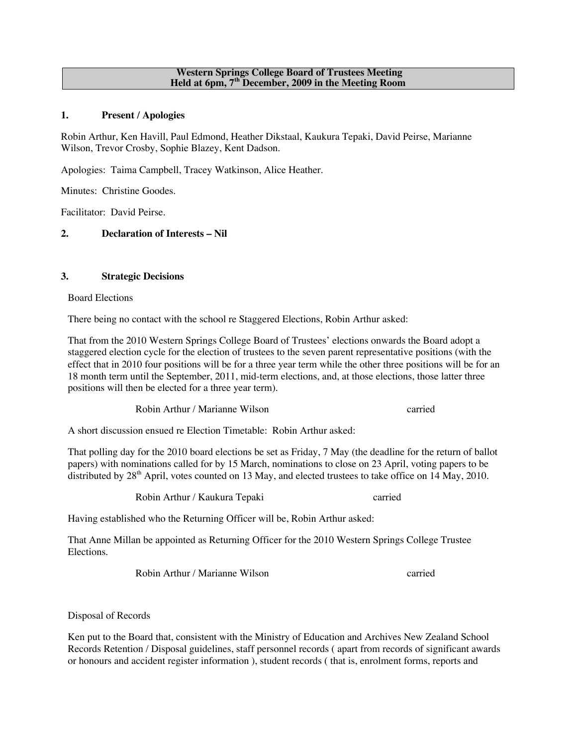**Western Springs College Board of Trustees Meeting**
**Held at 6pm, 7th December, 2009 in the Meeting Room**

## 1. Present / Apologies

Robin Arthur, Ken Havill, Paul Edmond, Heather Dikstaal, Kaukura Tepaki, David Peirse, Marianne Wilson, Trevor Crosby, Sophie Blazey, Kent Dadson.

Apologies: Taima Campbell, Tracey Watkinson, Alice Heather.

Minutes: Christine Goodes.

Facilitator: David Peirse.

## 2. Declaration of Interests – Nil

## 3. Strategic Decisions

Board Elections

There being no contact with the school re Staggered Elections, Robin Arthur asked:

That from the 2010 Western Springs College Board of Trustees' elections onwards the Board adopt a staggered election cycle for the election of trustees to the seven parent representative positions (with the effect that in 2010 four positions will be for a three year term while the other three positions will be for an 18 month term until the September, 2011, mid-term elections, and, at those elections, those latter three positions will then be elected for a three year term).

Robin Arthur / Marianne Wilson carried

A short discussion ensued re Election Timetable: Robin Arthur asked:

That polling day for the 2010 board elections be set as Friday, 7 May (the deadline for the return of ballot papers) with nominations called for by 15 March, nominations to close on 23 April, voting papers to be distributed by 28th April, votes counted on 13 May, and elected trustees to take office on 14 May, 2010.

Robin Arthur / Kaukura Tepaki carried

Having established who the Returning Officer will be, Robin Arthur asked:

That Anne Millan be appointed as Returning Officer for the 2010 Western Springs College Trustee Elections.

Robin Arthur / Marianne Wilson carried

Disposal of Records

Ken put to the Board that, consistent with the Ministry of Education and Archives New Zealand School Records Retention / Disposal guidelines, staff personnel records ( apart from records of significant awards or honours and accident register information ), student records ( that is, enrolment forms, reports and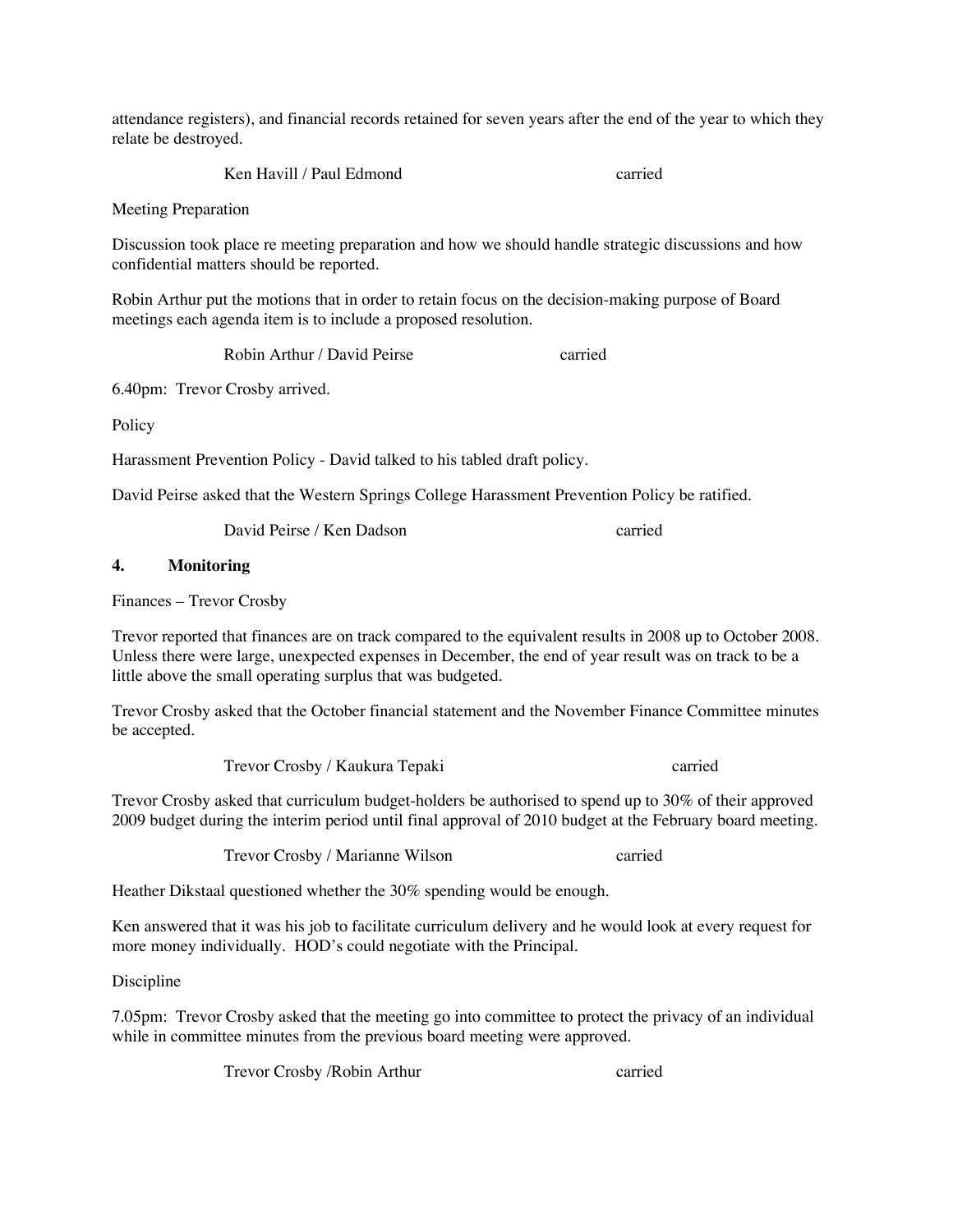attendance registers), and financial records retained for seven years after the end of the year to which they relate be destroyed.

Ken Havill / Paul Edmond carried

Meeting Preparation

Discussion took place re meeting preparation and how we should handle strategic discussions and how confidential matters should be reported.

Robin Arthur put the motions that in order to retain focus on the decision-making purpose of Board meetings each agenda item is to include a proposed resolution.

Robin Arthur / David Peirse carried

6.40pm: Trevor Crosby arrived.

Policy

Harassment Prevention Policy - David talked to his tabled draft policy.

David Peirse asked that the Western Springs College Harassment Prevention Policy be ratified.

David Peirse / Ken Dadson carried

**4. Monitoring**

Finances – Trevor Crosby

Trevor reported that finances are on track compared to the equivalent results in 2008 up to October 2008. Unless there were large, unexpected expenses in December, the end of year result was on track to be a little above the small operating surplus that was budgeted.

Trevor Crosby asked that the October financial statement and the November Finance Committee minutes be accepted.

Trevor Crosby / Kaukura Tepaki carried

Trevor Crosby asked that curriculum budget-holders be authorised to spend up to 30% of their approved 2009 budget during the interim period until final approval of 2010 budget at the February board meeting.

Trevor Crosby / Marianne Wilson carried

Heather Dikstaal questioned whether the 30% spending would be enough.

Ken answered that it was his job to facilitate curriculum delivery and he would look at every request for more money individually. HOD's could negotiate with the Principal.

Discipline

7.05pm: Trevor Crosby asked that the meeting go into committee to protect the privacy of an individual while in committee minutes from the previous board meeting were approved.

Trevor Crosby /Robin Arthur carried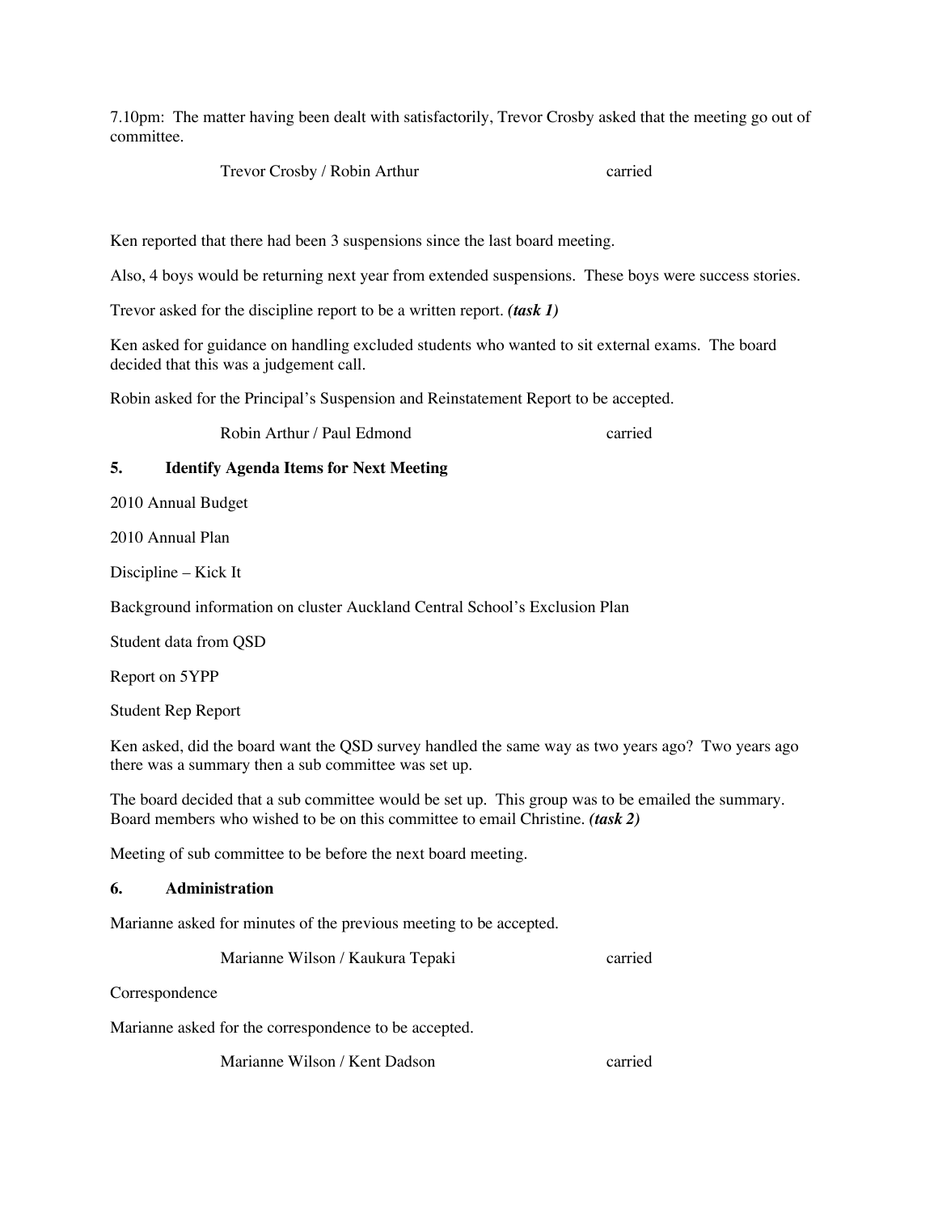7.10pm: The matter having been dealt with satisfactorily, Trevor Crosby asked that the meeting go out of committee.

Trevor Crosby / Robin Arthur carried

Ken reported that there had been 3 suspensions since the last board meeting.

Also, 4 boys would be returning next year from extended suspensions. These boys were success stories.

Trevor asked for the discipline report to be a written report. ***(task 1)***

Ken asked for guidance on handling excluded students who wanted to sit external exams. The board decided that this was a judgement call.

Robin asked for the Principal's Suspension and Reinstatement Report to be accepted.

Robin Arthur / Paul Edmond carried

## 5. Identify Agenda Items for Next Meeting

2010 Annual Budget

2010 Annual Plan

Discipline – Kick It

Background information on cluster Auckland Central School's Exclusion Plan

Student data from QSD

Report on 5YPP

Student Rep Report

Ken asked, did the board want the QSD survey handled the same way as two years ago? Two years ago there was a summary then a sub committee was set up.

The board decided that a sub committee would be set up. This group was to be emailed the summary. Board members who wished to be on this committee to email Christine. ***(task 2)***

Meeting of sub committee to be before the next board meeting.

## 6. Administration

Marianne asked for minutes of the previous meeting to be accepted.

Marianne Wilson / Kaukura Tepaki carried

Correspondence

Marianne asked for the correspondence to be accepted.

Marianne Wilson / Kent Dadson carried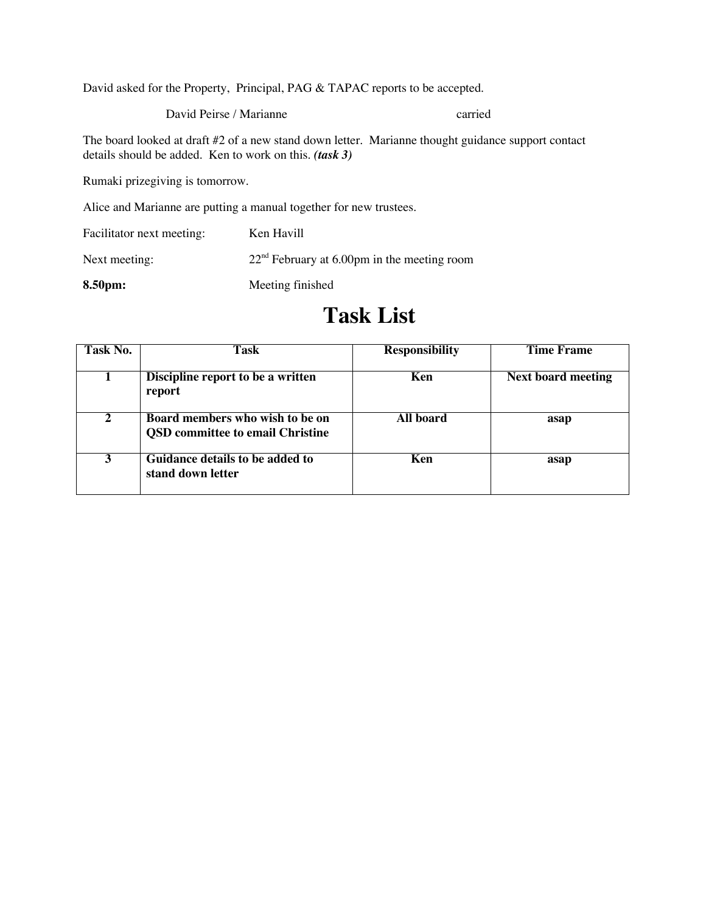David asked for the Property, Principal, PAG & TAPAC reports to be accepted.

David Peirse / Marianne carried

The board looked at draft #2 of a new stand down letter. Marianne thought guidance support contact details should be added. Ken to work on this. ***(task 3)***

Rumaki prizegiving is tomorrow.

Alice and Marianne are putting a manual together for new trustees.

Facilitator next meeting: Ken Havill

Next meeting: 22nd February at 6.00pm in the meeting room

**8.50pm:** Meeting finished

# Task List

| Task No. | Task | Responsibility | Time Frame |
|---|---|---|---|
| **1** | **Discipline report to be a written report** | **Ken** | **Next board meeting** |
| **2** | **Board members who wish to be on QSD committee to email Christine** | **All board** | **asap** |
| **3** | **Guidance details to be added to stand down letter** | **Ken** | **asap** |